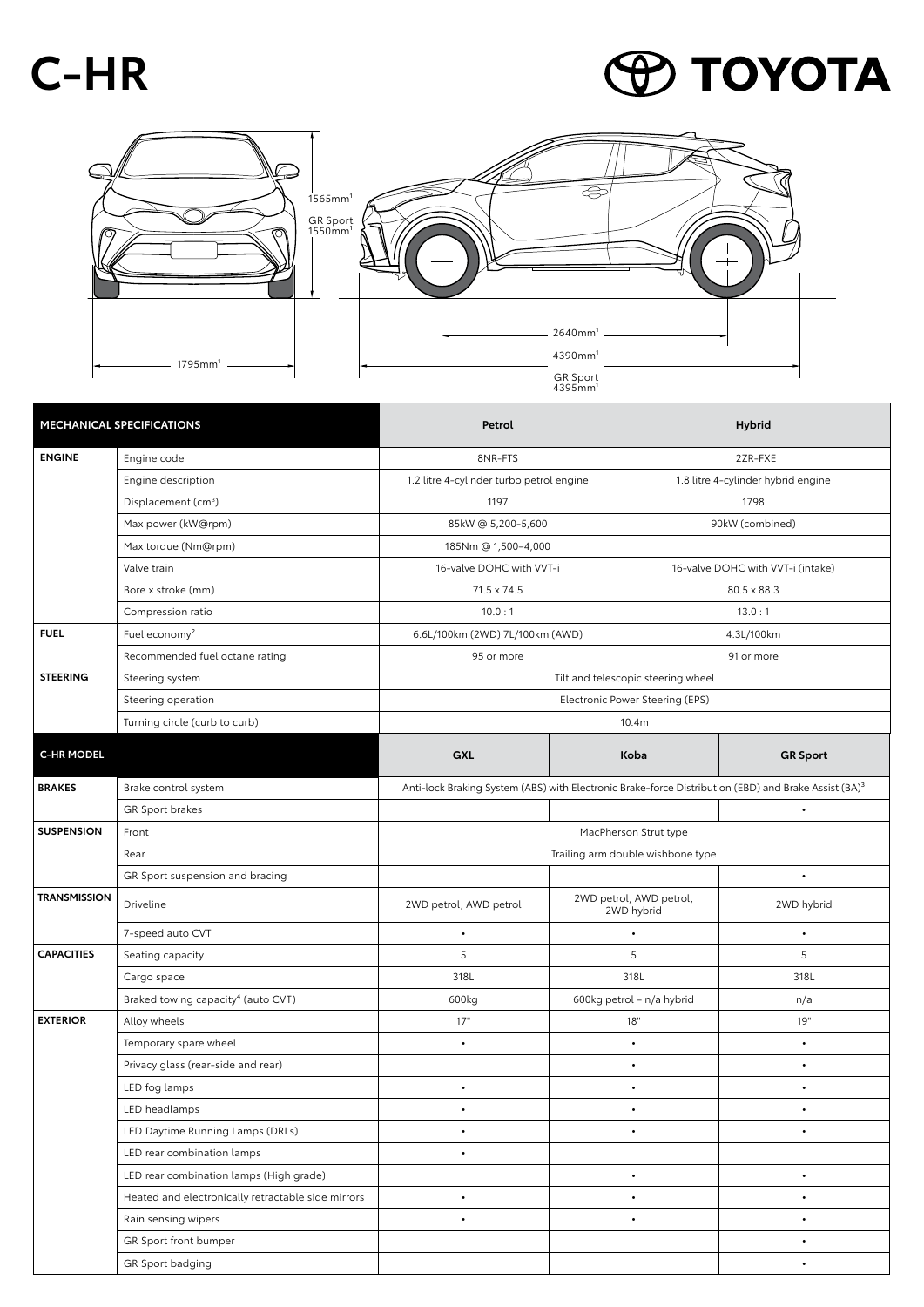# C-HR

TOYOTA

1565mm[1]
GR Sport 1550mm[1]
1795mm[1]
2640mm[1]
4390mm[1]
GR Sport 4395mm[1]

| MECHANICAL SPECIFICATIONS | | Petrol | Hybrid |
|---|---|---|---|
| ENGINE | Engine code | 8NR-FTS | 2ZR-FXE |
| | Engine description | 1.2 litre 4-cylinder turbo petrol engine | 1.8 litre 4-cylinder hybrid engine |
| | Displacement (cm$^3$) | 1197 | 1798 |
| | Max power (kW@rpm) | 85kW @ 5,200–5,600 | 90kW (combined) |
| | Max torque (Nm@rpm) | 185Nm @ 1,500–4,000 | |
| | Valve train | 16-valve DOHC with VVT-i | 16-valve DOHC with VVT-i (intake) |
| | Bore x stroke (mm) | 71.5 x 74.5 | 80.5 x 88.3 |
| | Compression ratio | 10.0 : 1 | 13.0 : 1 |
| FUEL | Fuel economy[2] | 6.6L/100km (2WD) 7L/100km (AWD) | 4.3L/100km |
| | Recommended fuel octane rating | 95 or more | 91 or more |
| STEERING | Steering system | Tilt and telescopic steering wheel | |
| | Steering operation | Electronic Power Steering (EPS) | |
| | Turning circle (curb to curb) | 10.4m | |

| C-HR MODEL | | GXL | Koba | GR Sport |
|---|---|---|---|---|
| BRAKES | Brake control system | Anti-lock Braking System (ABS) with Electronic Brake-force Distribution (EBD) and Brake Assist (BA)[3] | | |
| | GR Sport brakes | | | • |
| SUSPENSION | Front | MacPherson Strut type | | |
| | Rear | Trailing arm double wishbone type | | |
| | GR Sport suspension and bracing | | | • |
| TRANSMISSION | Driveline | 2WD petrol, AWD petrol | 2WD petrol, AWD petrol, 2WD hybrid | 2WD hybrid |
| | 7-speed auto CVT | • | • | • |
| CAPACITIES | Seating capacity | 5 | 5 | 5 |
| | Cargo space | 318L | 318L | 318L |
| | Braked towing capacity[4] (auto CVT) | 600kg | 600kg petrol – n/a hybrid | n/a |
| EXTERIOR | Alloy wheels | 17" | 18" | 19" |
| | Temporary spare wheel | • | • | • |
| | Privacy glass (rear-side and rear) | | • | • |
| | LED fog lamps | • | • | • |
| | LED headlamps | • | • | • |
| | LED Daytime Running Lamps (DRLs) | • | • | • |
| | LED rear combination lamps | • | | |
| | LED rear combination lamps (High grade) | | • | • |
| | Heated and electronically retractable side mirrors | • | • | • |
| | Rain sensing wipers | • | • | • |
| | GR Sport front bumper | | | • |
| | GR Sport badging | | | • |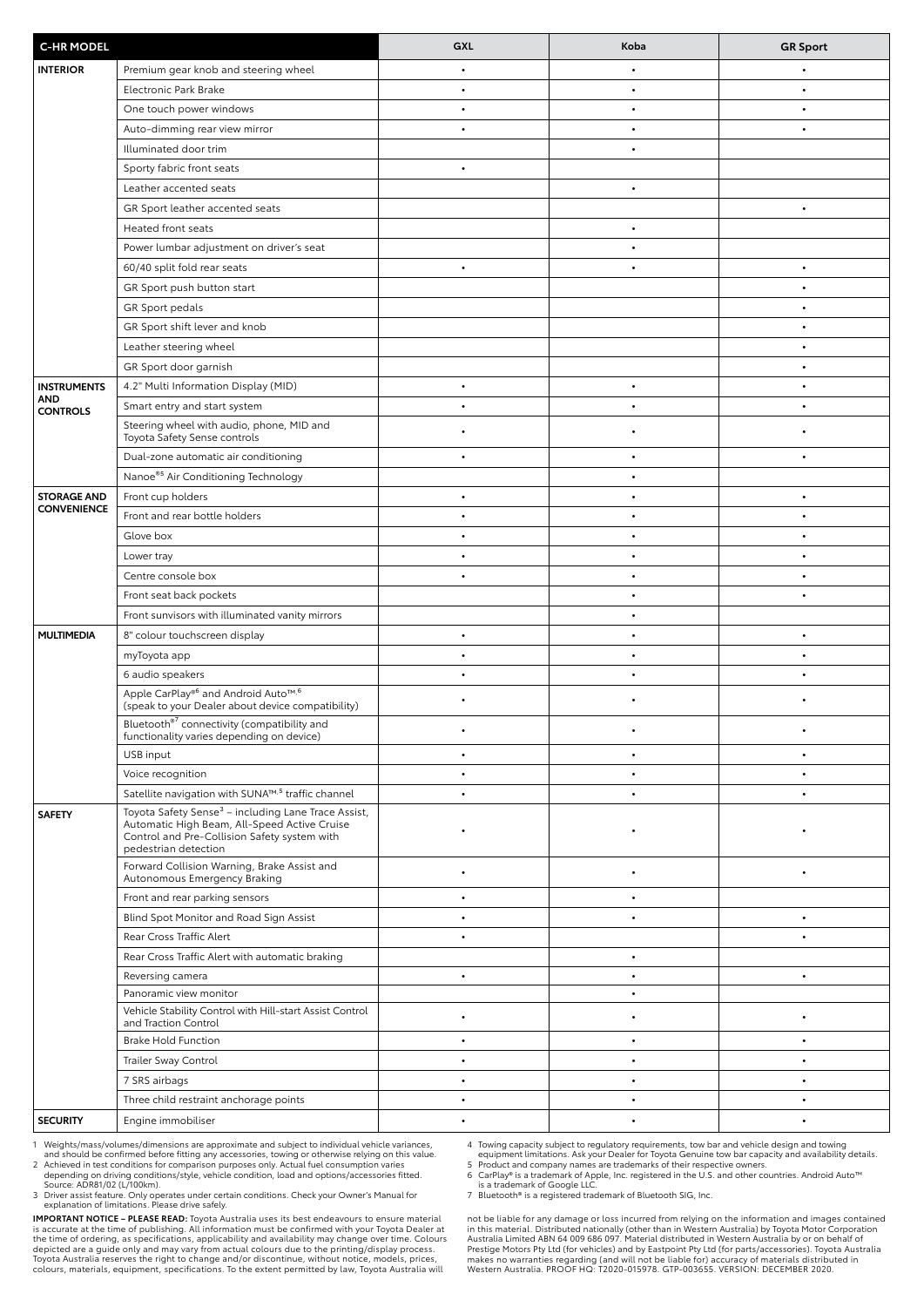| C-HR MODEL | | GXL | Koba | GR Sport |
|---|---|---|---|---|
| INTERIOR | Premium gear knob and steering wheel | • | • | • |
| | Electronic Park Brake | • | • | • |
| | One touch power windows | • | • | • |
| | Auto-dimming rear view mirror | • | • | • |
| | Illuminated door trim | | • | |
| | Sporty fabric front seats | • | | |
| | Leather accented seats | | • | |
| | GR Sport leather accented seats | | | • |
| | Heated front seats | | • | |
| | Power lumbar adjustment on driver's seat | | • | |
| | 60/40 split fold rear seats | • | • | • |
| | GR Sport push button start | | | • |
| | GR Sport pedals | | | • |
| | GR Sport shift lever and knob | | | • |
| | Leather steering wheel | | | • |
| | GR Sport door garnish | | | • |
| INSTRUMENTS AND CONTROLS | 4.2" Multi Information Display (MID) | • | • | • |
| | Smart entry and start system | • | • | • |
| | Steering wheel with audio, phone, MID and Toyota Safety Sense controls | • | • | • |
| | Dual-zone automatic air conditioning | • | • | • |
| | Nanoe®[5] Air Conditioning Technology | | • | |
| STORAGE AND CONVENIENCE | Front cup holders | • | • | • |
| | Front and rear bottle holders | • | • | • |
| | Glove box | • | • | • |
| | Lower tray | • | • | • |
| | Centre console box | • | • | • |
| | Front seat back pockets | | • | • |
| | Front sunvisors with illuminated vanity mirrors | | • | |
| MULTIMEDIA | 8" colour touchscreen display | • | • | • |
| | myToyota app | • | • | • |
| | 6 audio speakers | • | • | • |
| | Apple CarPlay®[6] and Android Auto™,[6] (speak to your Dealer about device compatibility) | • | • | • |
| | Bluetooth®[7] connectivity (compatibility and functionality varies depending on device) | • | • | • |
| | USB input | • | • | • |
| | Voice recognition | • | • | • |
| | Satellite navigation with SUNA™,[5] traffic channel | • | • | • |
| SAFETY | Toyota Safety Sense[3] – including Lane Trace Assist, Automatic High Beam, All-Speed Active Cruise Control and Pre-Collision Safety system with pedestrian detection | • | • | • |
| | Forward Collision Warning, Brake Assist and Autonomous Emergency Braking | • | • | • |
| | Front and rear parking sensors | • | • | |
| | Blind Spot Monitor and Road Sign Assist | • | • | • |
| | Rear Cross Traffic Alert | • | | • |
| | Rear Cross Traffic Alert with automatic braking | | • | |
| | Reversing camera | • | • | • |
| | Panoramic view monitor | | • | |
| | Vehicle Stability Control with Hill-start Assist Control and Traction Control | • | • | • |
| | Brake Hold Function | • | • | • |
| | Trailer Sway Control | • | • | • |
| | 7 SRS airbags | • | • | • |
| | Three child restraint anchorage points | • | • | • |
| SECURITY | Engine immobiliser | • | • | • |

1 Weights/mass/volumes/dimensions are approximate and subject to individual vehicle variances, and should be confirmed before fitting any accessories, towing or otherwise relying on this value.
2 Achieved in test conditions for comparison purposes only. Actual fuel consumption varies depending on driving conditions/style, vehicle condition, load and options/accessories fitted. Source: ADR81/02 (L/100km).
3 Driver assist feature. Only operates under certain conditions. Check your Owner's Manual for explanation of limitations. Please drive safely.
4 Towing capacity subject to regulatory requirements, tow bar and vehicle design and towing equipment limitations. Ask your Dealer for Toyota Genuine tow bar capacity and availability details.
5 Product and company names are trademarks of their respective owners.
6 CarPlay® is a trademark of Apple, Inc. registered in the U.S. and other countries. Android Auto™ is a trademark of Google LLC.
7 Bluetooth® is a registered trademark of Bluetooth SIG, Inc.

**IMPORTANT NOTICE – PLEASE READ:** Toyota Australia uses its best endeavours to ensure material is accurate at the time of publishing. All information must be confirmed with your Toyota Dealer at the time of ordering, as specifications, applicability and availability may change over time. Colours depicted are a guide only and may vary from actual colours due to the printing/display process. Toyota Australia reserves the right to change and/or discontinue, without notice, models, prices, colours, materials, equipment, specifications. To the extent permitted by law, Toyota Australia will not be liable for any damage or loss incurred from relying on the information and images contained in this material. Distributed nationally (other than in Western Australia) by Toyota Motor Corporation Australia Limited ABN 64 009 686 097. Material distributed in Western Australia by or on behalf of Prestige Motors Pty Ltd (for vehicles) and by Eastpoint Pty Ltd (for parts/accessories). Toyota Australia makes no warranties regarding (and will not be liable for) accuracy of materials distributed in Western Australia. PROOF HQ: T2020-015978. GTP-003655. VERSION: DECEMBER 2020.